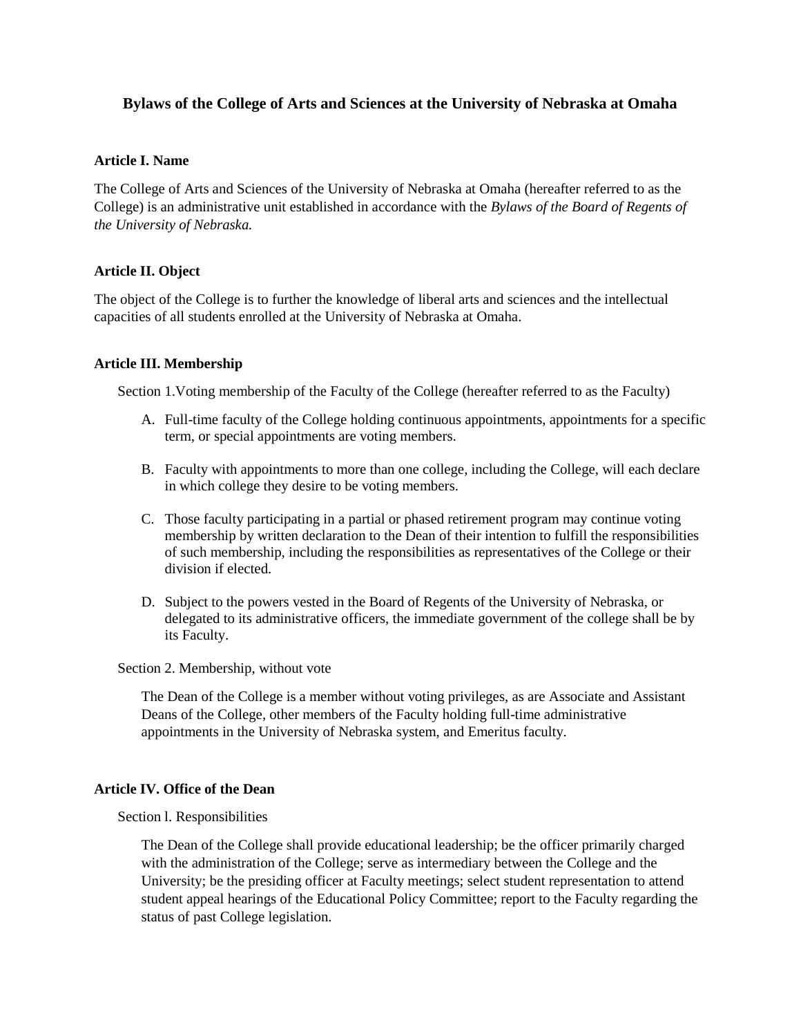# Bylaws of the College of Arts and Sciences at the University of Nebraska at Omaha

## Article I. Name

The College of Arts and Sciences of the University of Nebraska at Omaha (hereafter referred to as the College) is an administrative unit established in accordance with the *Bylaws of the Board of Regents of the University of Nebraska.*

## Article II. Object

The object of the College is to further the knowledge of liberal arts and sciences and the intellectual capacities of all students enrolled at the University of Nebraska at Omaha.

## Article III. Membership

Section 1.Voting membership of the Faculty of the College (hereafter referred to as the Faculty)

A. Full-time faculty of the College holding continuous appointments, appointments for a specific term, or special appointments are voting members.

B. Faculty with appointments to more than one college, including the College, will each declare in which college they desire to be voting members.

C. Those faculty participating in a partial or phased retirement program may continue voting membership by written declaration to the Dean of their intention to fulfill the responsibilities of such membership, including the responsibilities as representatives of the College or their division if elected.

D. Subject to the powers vested in the Board of Regents of the University of Nebraska, or delegated to its administrative officers, the immediate government of the college shall be by its Faculty.

Section 2. Membership, without vote

The Dean of the College is a member without voting privileges, as are Associate and Assistant Deans of the College, other members of the Faculty holding full-time administrative appointments in the University of Nebraska system, and Emeritus faculty.

## Article IV. Office of the Dean

Section l. Responsibilities

The Dean of the College shall provide educational leadership; be the officer primarily charged with the administration of the College; serve as intermediary between the College and the University; be the presiding officer at Faculty meetings; select student representation to attend student appeal hearings of the Educational Policy Committee; report to the Faculty regarding the status of past College legislation.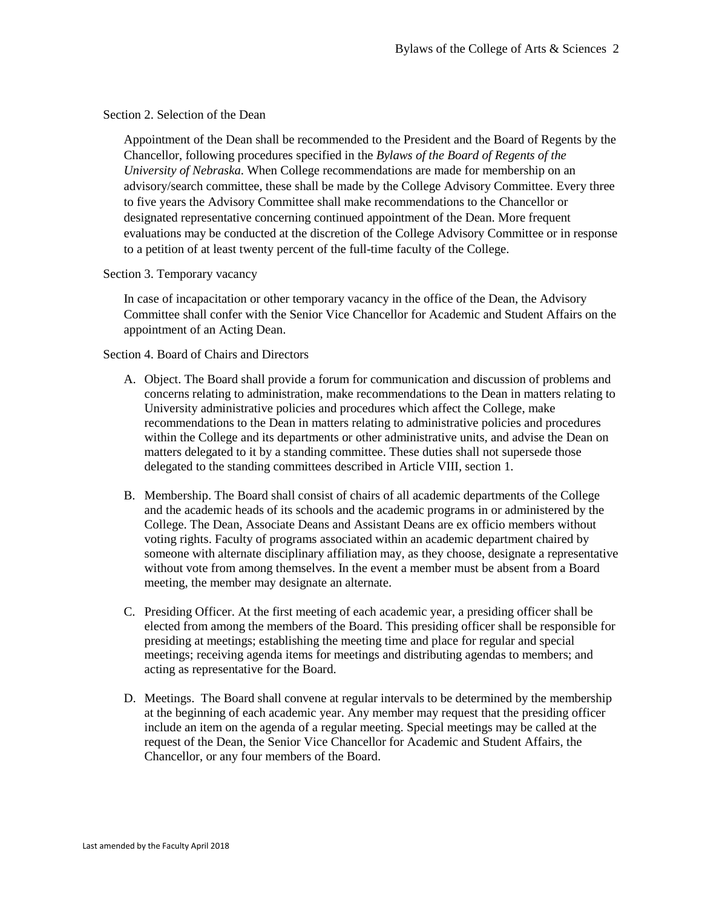Section 2. Selection of the Dean

Appointment of the Dean shall be recommended to the President and the Board of Regents by the Chancellor, following procedures specified in the *Bylaws of the Board of Regents of the University of Nebraska*. When College recommendations are made for membership on an advisory/search committee, these shall be made by the College Advisory Committee. Every three to five years the Advisory Committee shall make recommendations to the Chancellor or designated representative concerning continued appointment of the Dean. More frequent evaluations may be conducted at the discretion of the College Advisory Committee or in response to a petition of at least twenty percent of the full-time faculty of the College.

Section 3. Temporary vacancy

In case of incapacitation or other temporary vacancy in the office of the Dean, the Advisory Committee shall confer with the Senior Vice Chancellor for Academic and Student Affairs on the appointment of an Acting Dean.

Section 4. Board of Chairs and Directors

A. Object. The Board shall provide a forum for communication and discussion of problems and concerns relating to administration, make recommendations to the Dean in matters relating to University administrative policies and procedures which affect the College, make recommendations to the Dean in matters relating to administrative policies and procedures within the College and its departments or other administrative units, and advise the Dean on matters delegated to it by a standing committee. These duties shall not supersede those delegated to the standing committees described in Article VIII, section 1.

B. Membership. The Board shall consist of chairs of all academic departments of the College and the academic heads of its schools and the academic programs in or administered by the College. The Dean, Associate Deans and Assistant Deans are ex officio members without voting rights. Faculty of programs associated within an academic department chaired by someone with alternate disciplinary affiliation may, as they choose, designate a representative without vote from among themselves. In the event a member must be absent from a Board meeting, the member may designate an alternate.

C. Presiding Officer. At the first meeting of each academic year, a presiding officer shall be elected from among the members of the Board. This presiding officer shall be responsible for presiding at meetings; establishing the meeting time and place for regular and special meetings; receiving agenda items for meetings and distributing agendas to members; and acting as representative for the Board.

D. Meetings. The Board shall convene at regular intervals to be determined by the membership at the beginning of each academic year. Any member may request that the presiding officer include an item on the agenda of a regular meeting. Special meetings may be called at the request of the Dean, the Senior Vice Chancellor for Academic and Student Affairs, the Chancellor, or any four members of the Board.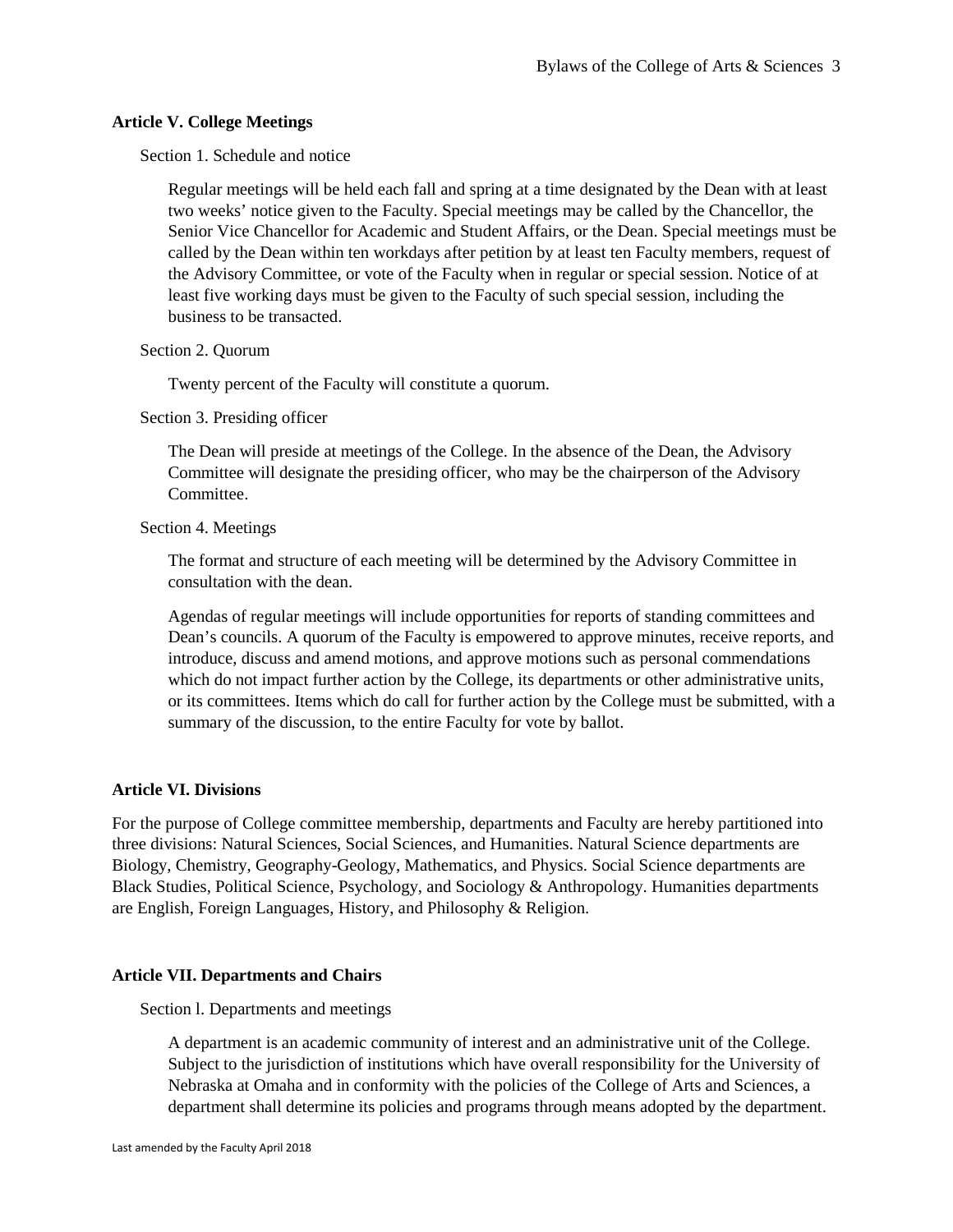**Article V. College Meetings**

Section 1. Schedule and notice

Regular meetings will be held each fall and spring at a time designated by the Dean with at least two weeks' notice given to the Faculty. Special meetings may be called by the Chancellor, the Senior Vice Chancellor for Academic and Student Affairs, or the Dean. Special meetings must be called by the Dean within ten workdays after petition by at least ten Faculty members, request of the Advisory Committee, or vote of the Faculty when in regular or special session. Notice of at least five working days must be given to the Faculty of such special session, including the business to be transacted.

Section 2. Quorum

Twenty percent of the Faculty will constitute a quorum.

Section 3. Presiding officer

The Dean will preside at meetings of the College. In the absence of the Dean, the Advisory Committee will designate the presiding officer, who may be the chairperson of the Advisory Committee.

Section 4. Meetings

The format and structure of each meeting will be determined by the Advisory Committee in consultation with the dean.

Agendas of regular meetings will include opportunities for reports of standing committees and Dean's councils. A quorum of the Faculty is empowered to approve minutes, receive reports, and introduce, discuss and amend motions, and approve motions such as personal commendations which do not impact further action by the College, its departments or other administrative units, or its committees. Items which do call for further action by the College must be submitted, with a summary of the discussion, to the entire Faculty for vote by ballot.

**Article VI. Divisions**

For the purpose of College committee membership, departments and Faculty are hereby partitioned into three divisions: Natural Sciences, Social Sciences, and Humanities. Natural Science departments are Biology, Chemistry, Geography-Geology, Mathematics, and Physics. Social Science departments are Black Studies, Political Science, Psychology, and Sociology & Anthropology. Humanities departments are English, Foreign Languages, History, and Philosophy & Religion.

**Article VII. Departments and Chairs**

Section l. Departments and meetings

A department is an academic community of interest and an administrative unit of the College. Subject to the jurisdiction of institutions which have overall responsibility for the University of Nebraska at Omaha and in conformity with the policies of the College of Arts and Sciences, a department shall determine its policies and programs through means adopted by the department.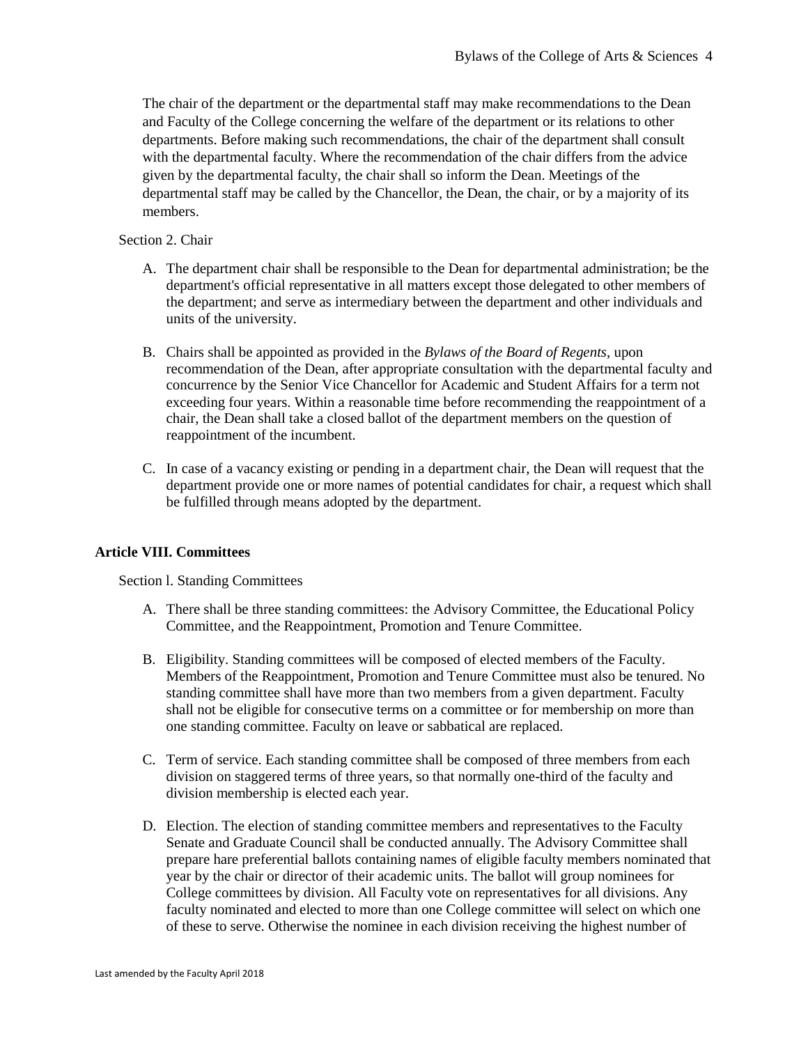The chair of the department or the departmental staff may make recommendations to the Dean and Faculty of the College concerning the welfare of the department or its relations to other departments. Before making such recommendations, the chair of the department shall consult with the departmental faculty. Where the recommendation of the chair differs from the advice given by the departmental faculty, the chair shall so inform the Dean. Meetings of the departmental staff may be called by the Chancellor, the Dean, the chair, or by a majority of its members.

Section 2. Chair

A. The department chair shall be responsible to the Dean for departmental administration; be the department's official representative in all matters except those delegated to other members of the department; and serve as intermediary between the department and other individuals and units of the university.

B. Chairs shall be appointed as provided in the *Bylaws of the Board of Regents*, upon recommendation of the Dean, after appropriate consultation with the departmental faculty and concurrence by the Senior Vice Chancellor for Academic and Student Affairs for a term not exceeding four years. Within a reasonable time before recommending the reappointment of a chair, the Dean shall take a closed ballot of the department members on the question of reappointment of the incumbent.

C. In case of a vacancy existing or pending in a department chair, the Dean will request that the department provide one or more names of potential candidates for chair, a request which shall be fulfilled through means adopted by the department.

**Article VIII. Committees**

Section l. Standing Committees

A. There shall be three standing committees: the Advisory Committee, the Educational Policy Committee, and the Reappointment, Promotion and Tenure Committee.

B. Eligibility. Standing committees will be composed of elected members of the Faculty. Members of the Reappointment, Promotion and Tenure Committee must also be tenured. No standing committee shall have more than two members from a given department. Faculty shall not be eligible for consecutive terms on a committee or for membership on more than one standing committee. Faculty on leave or sabbatical are replaced.

C. Term of service. Each standing committee shall be composed of three members from each division on staggered terms of three years, so that normally one-third of the faculty and division membership is elected each year.

D. Election. The election of standing committee members and representatives to the Faculty Senate and Graduate Council shall be conducted annually. The Advisory Committee shall prepare hare preferential ballots containing names of eligible faculty members nominated that year by the chair or director of their academic units. The ballot will group nominees for College committees by division. All Faculty vote on representatives for all divisions. Any faculty nominated and elected to more than one College committee will select on which one of these to serve. Otherwise the nominee in each division receiving the highest number of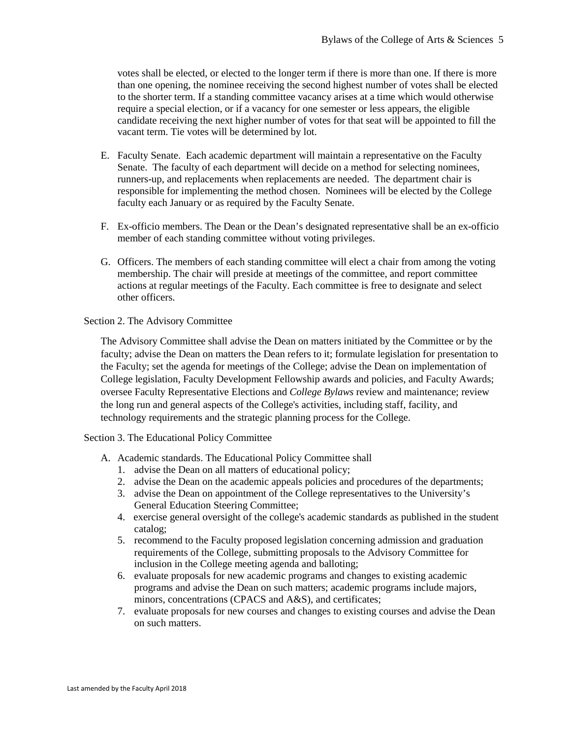votes shall be elected, or elected to the longer term if there is more than one. If there is more than one opening, the nominee receiving the second highest number of votes shall be elected to the shorter term. If a standing committee vacancy arises at a time which would otherwise require a special election, or if a vacancy for one semester or less appears, the eligible candidate receiving the next higher number of votes for that seat will be appointed to fill the vacant term. Tie votes will be determined by lot.

E. Faculty Senate. Each academic department will maintain a representative on the Faculty Senate. The faculty of each department will decide on a method for selecting nominees, runners-up, and replacements when replacements are needed. The department chair is responsible for implementing the method chosen. Nominees will be elected by the College faculty each January or as required by the Faculty Senate.

F. Ex-officio members. The Dean or the Dean's designated representative shall be an ex-officio member of each standing committee without voting privileges.

G. Officers. The members of each standing committee will elect a chair from among the voting membership. The chair will preside at meetings of the committee, and report committee actions at regular meetings of the Faculty. Each committee is free to designate and select other officers.

Section 2. The Advisory Committee

The Advisory Committee shall advise the Dean on matters initiated by the Committee or by the faculty; advise the Dean on matters the Dean refers to it; formulate legislation for presentation to the Faculty; set the agenda for meetings of the College; advise the Dean on implementation of College legislation, Faculty Development Fellowship awards and policies, and Faculty Awards; oversee Faculty Representative Elections and *College Bylaws* review and maintenance; review the long run and general aspects of the College's activities, including staff, facility, and technology requirements and the strategic planning process for the College.

Section 3. The Educational Policy Committee

A. Academic standards. The Educational Policy Committee shall
   1. advise the Dean on all matters of educational policy;
   2. advise the Dean on the academic appeals policies and procedures of the departments;
   3. advise the Dean on appointment of the College representatives to the University's General Education Steering Committee;
   4. exercise general oversight of the college's academic standards as published in the student catalog;
   5. recommend to the Faculty proposed legislation concerning admission and graduation requirements of the College, submitting proposals to the Advisory Committee for inclusion in the College meeting agenda and balloting;
   6. evaluate proposals for new academic programs and changes to existing academic programs and advise the Dean on such matters; academic programs include majors, minors, concentrations (CPACS and A&S), and certificates;
   7. evaluate proposals for new courses and changes to existing courses and advise the Dean on such matters.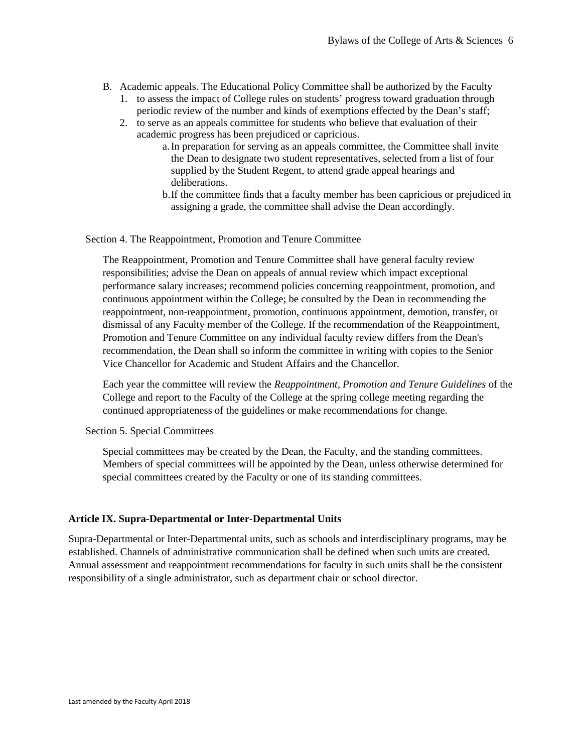B. Academic appeals. The Educational Policy Committee shall be authorized by the Faculty
   1. to assess the impact of College rules on students' progress toward graduation through periodic review of the number and kinds of exemptions effected by the Dean's staff;
   2. to serve as an appeals committee for students who believe that evaluation of their academic progress has been prejudiced or capricious.
      a. In preparation for serving as an appeals committee, the Committee shall invite the Dean to designate two student representatives, selected from a list of four supplied by the Student Regent, to attend grade appeal hearings and deliberations.
      b. If the committee finds that a faculty member has been capricious or prejudiced in assigning a grade, the committee shall advise the Dean accordingly.

Section 4. The Reappointment, Promotion and Tenure Committee

The Reappointment, Promotion and Tenure Committee shall have general faculty review responsibilities; advise the Dean on appeals of annual review which impact exceptional performance salary increases; recommend policies concerning reappointment, promotion, and continuous appointment within the College; be consulted by the Dean in recommending the reappointment, non-reappointment, promotion, continuous appointment, demotion, transfer, or dismissal of any Faculty member of the College. If the recommendation of the Reappointment, Promotion and Tenure Committee on any individual faculty review differs from the Dean's recommendation, the Dean shall so inform the committee in writing with copies to the Senior Vice Chancellor for Academic and Student Affairs and the Chancellor.

Each year the committee will review the *Reappointment, Promotion and Tenure Guidelines* of the College and report to the Faculty of the College at the spring college meeting regarding the continued appropriateness of the guidelines or make recommendations for change.

Section 5. Special Committees

Special committees may be created by the Dean, the Faculty, and the standing committees. Members of special committees will be appointed by the Dean, unless otherwise determined for special committees created by the Faculty or one of its standing committees.

**Article IX. Supra-Departmental or Inter-Departmental Units**

Supra-Departmental or Inter-Departmental units, such as schools and interdisciplinary programs, may be established. Channels of administrative communication shall be defined when such units are created. Annual assessment and reappointment recommendations for faculty in such units shall be the consistent responsibility of a single administrator, such as department chair or school director.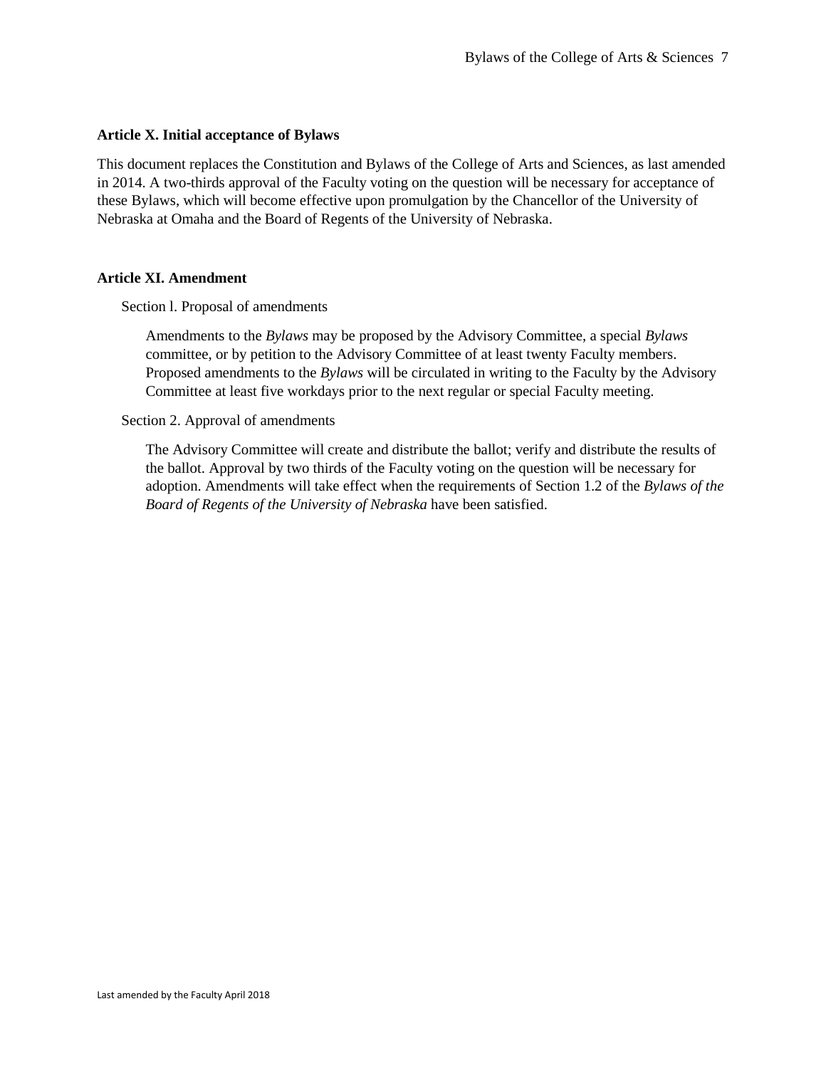**Article X. Initial acceptance of Bylaws**

This document replaces the Constitution and Bylaws of the College of Arts and Sciences, as last amended in 2014. A two-thirds approval of the Faculty voting on the question will be necessary for acceptance of these Bylaws, which will become effective upon promulgation by the Chancellor of the University of Nebraska at Omaha and the Board of Regents of the University of Nebraska.

**Article XI. Amendment**

Section l. Proposal of amendments

Amendments to the *Bylaws* may be proposed by the Advisory Committee, a special *Bylaws* committee, or by petition to the Advisory Committee of at least twenty Faculty members. Proposed amendments to the *Bylaws* will be circulated in writing to the Faculty by the Advisory Committee at least five workdays prior to the next regular or special Faculty meeting.

Section 2. Approval of amendments

The Advisory Committee will create and distribute the ballot; verify and distribute the results of the ballot. Approval by two thirds of the Faculty voting on the question will be necessary for adoption. Amendments will take effect when the requirements of Section 1.2 of the *Bylaws of the Board of Regents of the University of Nebraska* have been satisfied.